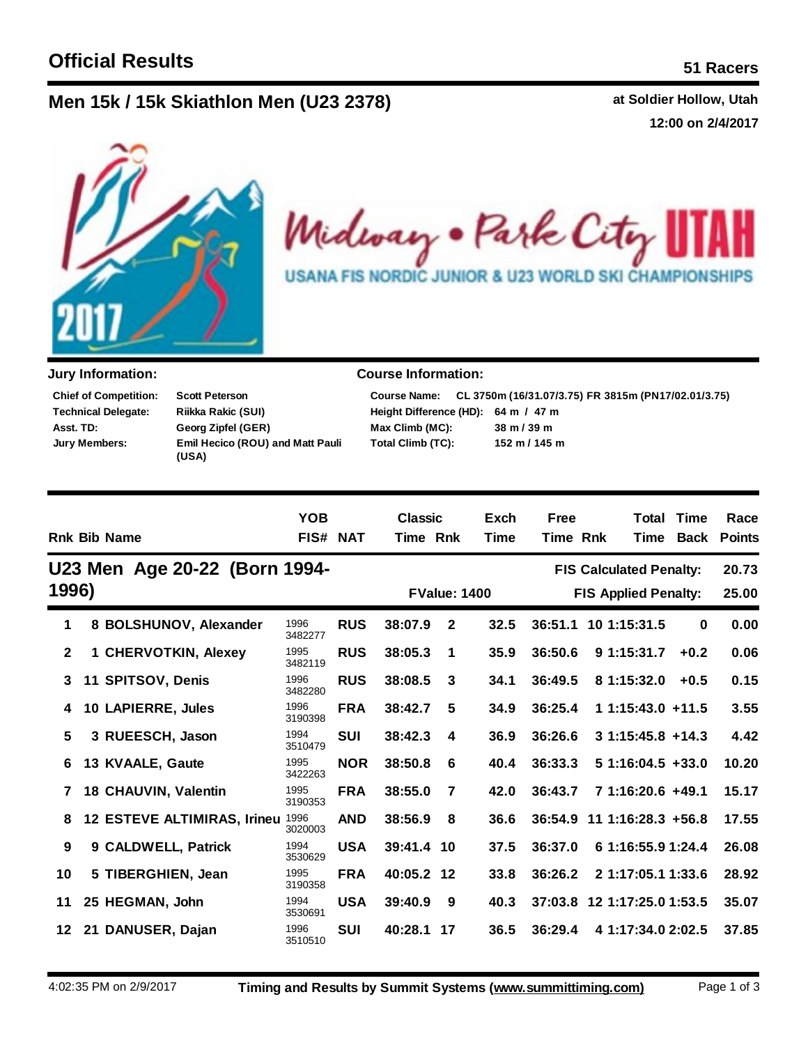# Official Results

**51 Racers**

## Men 15k / 15k Skiathlon Men (U23 2378)

**at Soldier Hollow, Utah**
**12:00 on 2/4/2017**

Midway • Park City UTAH
USANA FIS NORDIC JUNIOR & U23 WORLD SKI CHAMPIONSHIPS

### Jury Information:

| | |
|---|---|
| **Chief of Competition:** | **Scott Peterson** |
| **Technical Delegate:** | **Riikka Rakic (SUI)** |
| **Asst. TD:** | **Georg Zipfel (GER)** |
| **Jury Members:** | **Emil Hecico (ROU) and Matt Pauli (USA)** |

### Course Information:

| | |
|---|---|
| **Course Name:** | **CL 3750m (16/31.07/3.75) FR 3815m (PN17/02.01/3.75)** |
| **Height Difference (HD):** | **64 m / 47 m** |
| **Max Climb (MC):** | **38 m / 39 m** |
| **Total Climb (TC):** | **152 m / 145 m** |

## U23 Men Age 20-22 (Born 1994-1996)

**FValue: 1400**

**FIS Calculated Penalty: 20.73**
**FIS Applied Penalty: 25.00**

| Rnk | Bib | Name | YOB FIS# | NAT | Classic Time | Rnk | Exch Time | Free Time | Rnk | Total Time | Time Back | Race Points |
|---|---|---|---|---|---|---|---|---|---|---|---|---|
| 1 | 8 | BOLSHUNOV, Alexander | 1996 3482277 | RUS | 38:07.9 | 2 | 32.5 | 36:51.1 | 10 | 1:15:31.5 | 0 | 0.00 |
| 2 | 1 | CHERVOTKIN, Alexey | 1995 3482119 | RUS | 38:05.3 | 1 | 35.9 | 36:50.6 | 9 | 1:15:31.7 | +0.2 | 0.06 |
| 3 | 11 | SPITSOV, Denis | 1996 3482280 | RUS | 38:08.5 | 3 | 34.1 | 36:49.5 | 8 | 1:15:32.0 | +0.5 | 0.15 |
| 4 | 10 | LAPIERRE, Jules | 1996 3190398 | FRA | 38:42.7 | 5 | 34.9 | 36:25.4 | 1 | 1:15:43.0 | +11.5 | 3.55 |
| 5 | 3 | RUEESCH, Jason | 1994 3510479 | SUI | 38:42.3 | 4 | 36.9 | 36:26.6 | 3 | 1:15:45.8 | +14.3 | 4.42 |
| 6 | 13 | KVAALE, Gaute | 1995 3422263 | NOR | 38:50.8 | 6 | 40.4 | 36:33.3 | 5 | 1:16:04.5 | +33.0 | 10.20 |
| 7 | 18 | CHAUVIN, Valentin | 1995 3190353 | FRA | 38:55.0 | 7 | 42.0 | 36:43.7 | 7 | 1:16:20.6 | +49.1 | 15.17 |
| 8 | 12 | ESTEVE ALTIMIRAS, Irineu | 1996 3020003 | AND | 38:56.9 | 8 | 36.6 | 36:54.9 | 11 | 1:16:28.3 | +56.8 | 17.55 |
| 9 | 9 | CALDWELL, Patrick | 1994 3530629 | USA | 39:41.4 | 10 | 37.5 | 36:37.0 | 6 | 1:16:55.9 | 1:24.4 | 26.08 |
| 10 | 5 | TIBERGHIEN, Jean | 1995 3190358 | FRA | 40:05.2 | 12 | 33.8 | 36:26.2 | 2 | 1:17:05.1 | 1:33.6 | 28.92 |
| 11 | 25 | HEGMAN, John | 1994 3530691 | USA | 39:40.9 | 9 | 40.3 | 37:03.8 | 12 | 1:17:25.0 | 1:53.5 | 35.07 |
| 12 | 21 | DANUSER, Dajan | 1996 3510510 | SUI | 40:28.1 | 17 | 36.5 | 36:29.4 | 4 | 1:17:34.0 | 2:02.5 | 37.85 |

4:02:35 PM on 2/9/2017 — Timing and Results by Summit Systems (www.summittiming.com)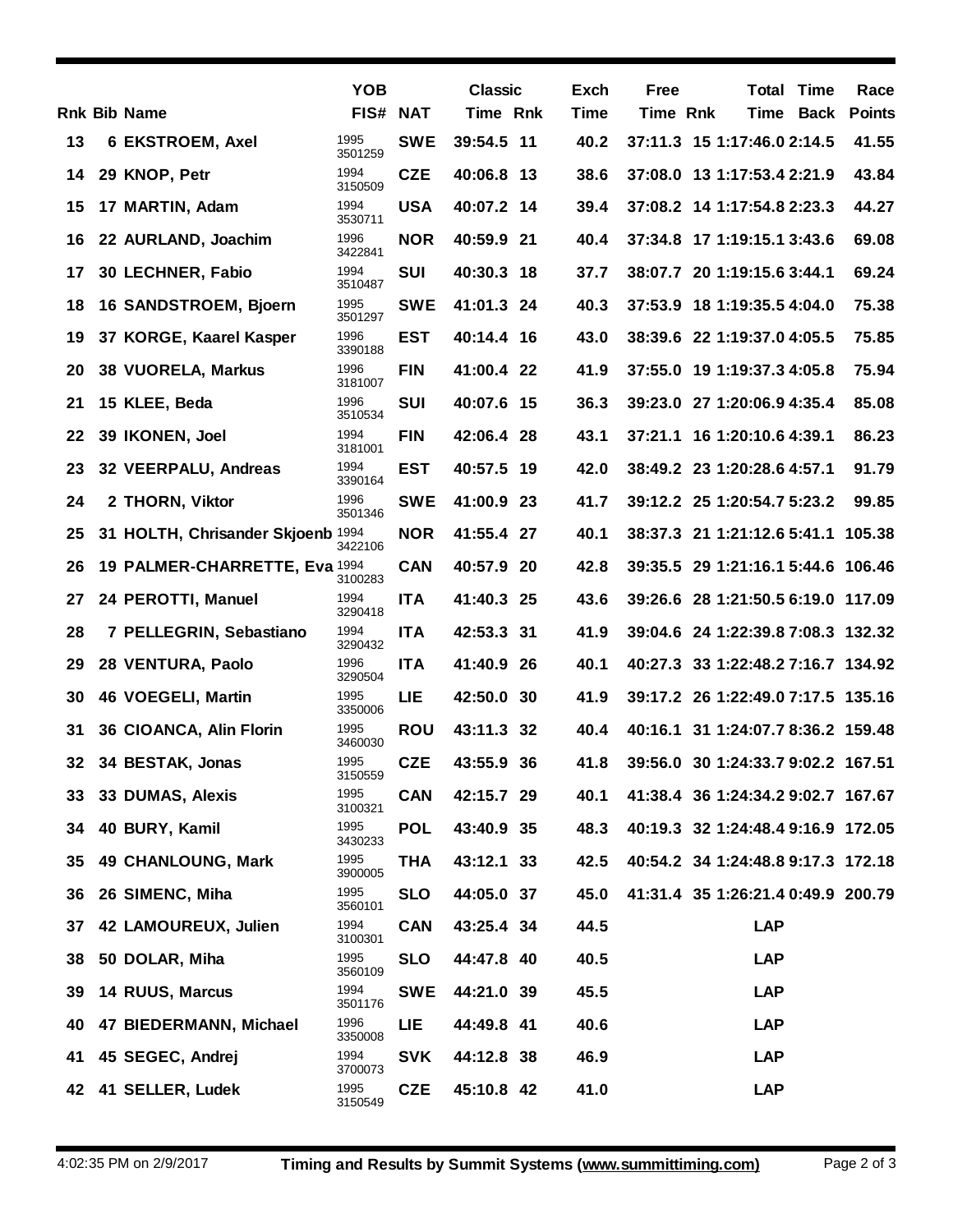| Rnk | Bib | Name | YOB FIS# | NAT | Classic Time | Classic Rnk | Exch Time | Free Time | Free Rnk | Total Time | Time Back | Race Points |
|---|---|---|---|---|---|---|---|---|---|---|---|---|
| 13 | 6 | EKSTROEM, Axel | 1995 3501259 | SWE | 39:54.5 | 11 | 40.2 | 37:11.3 | 15 | 1:17:46.0 | 2:14.5 | 41.55 |
| 14 | 29 | KNOP, Petr | 1994 3150509 | CZE | 40:06.8 | 13 | 38.6 | 37:08.0 | 13 | 1:17:53.4 | 2:21.9 | 43.84 |
| 15 | 17 | MARTIN, Adam | 1994 3530711 | USA | 40:07.2 | 14 | 39.4 | 37:08.2 | 14 | 1:17:54.8 | 2:23.3 | 44.27 |
| 16 | 22 | AURLAND, Joachim | 1996 3422841 | NOR | 40:59.9 | 21 | 40.4 | 37:34.8 | 17 | 1:19:15.1 | 3:43.6 | 69.08 |
| 17 | 30 | LECHNER, Fabio | 1994 3510487 | SUI | 40:30.3 | 18 | 37.7 | 38:07.7 | 20 | 1:19:15.6 | 3:44.1 | 69.24 |
| 18 | 16 | SANDSTROEM, Bjoern | 1995 3501297 | SWE | 41:01.3 | 24 | 40.3 | 37:53.9 | 18 | 1:19:35.5 | 4:04.0 | 75.38 |
| 19 | 37 | KORGE, Kaarel Kasper | 1996 3390188 | EST | 40:14.4 | 16 | 43.0 | 38:39.6 | 22 | 1:19:37.0 | 4:05.5 | 75.85 |
| 20 | 38 | VUORELA, Markus | 1996 3181007 | FIN | 41:00.4 | 22 | 41.9 | 37:55.0 | 19 | 1:19:37.3 | 4:05.8 | 75.94 |
| 21 | 15 | KLEE, Beda | 1996 3510534 | SUI | 40:07.6 | 15 | 36.3 | 39:23.0 | 27 | 1:20:06.9 | 4:35.4 | 85.08 |
| 22 | 39 | IKONEN, Joel | 1994 3181001 | FIN | 42:06.4 | 28 | 43.1 | 37:21.1 | 16 | 1:20:10.6 | 4:39.1 | 86.23 |
| 23 | 32 | VEERPALU, Andreas | 1994 3390164 | EST | 40:57.5 | 19 | 42.0 | 38:49.2 | 23 | 1:20:28.6 | 4:57.1 | 91.79 |
| 24 | 2 | THORN, Viktor | 1996 3501346 | SWE | 41:00.9 | 23 | 41.7 | 39:12.2 | 25 | 1:20:54.7 | 5:23.2 | 99.85 |
| 25 | 31 | HOLTH, Chrisander Skjoenb | 1994 3422106 | NOR | 41:55.4 | 27 | 40.1 | 38:37.3 | 21 | 1:21:12.6 | 5:41.1 | 105.38 |
| 26 | 19 | PALMER-CHARRETTE, Eva | 1994 3100283 | CAN | 40:57.9 | 20 | 42.8 | 39:35.5 | 29 | 1:21:16.1 | 5:44.6 | 106.46 |
| 27 | 24 | PEROTTI, Manuel | 1994 3290418 | ITA | 41:40.3 | 25 | 43.6 | 39:26.6 | 28 | 1:21:50.5 | 6:19.0 | 117.09 |
| 28 | 7 | PELLEGRIN, Sebastiano | 1994 3290432 | ITA | 42:53.3 | 31 | 41.9 | 39:04.6 | 24 | 1:22:39.8 | 7:08.3 | 132.32 |
| 29 | 28 | VENTURA, Paolo | 1996 3290504 | ITA | 41:40.9 | 26 | 40.1 | 40:27.3 | 33 | 1:22:48.2 | 7:16.7 | 134.92 |
| 30 | 46 | VOEGELI, Martin | 1995 3350006 | LIE | 42:50.0 | 30 | 41.9 | 39:17.2 | 26 | 1:22:49.0 | 7:17.5 | 135.16 |
| 31 | 36 | CIOANCA, Alin Florin | 1995 3460030 | ROU | 43:11.3 | 32 | 40.4 | 40:16.1 | 31 | 1:24:07.7 | 8:36.2 | 159.48 |
| 32 | 34 | BESTAK, Jonas | 1995 3150559 | CZE | 43:55.9 | 36 | 41.8 | 39:56.0 | 30 | 1:24:33.7 | 9:02.2 | 167.51 |
| 33 | 33 | DUMAS, Alexis | 1995 3100321 | CAN | 42:15.7 | 29 | 40.1 | 41:38.4 | 36 | 1:24:34.2 | 9:02.7 | 167.67 |
| 34 | 40 | BURY, Kamil | 1995 3430233 | POL | 43:40.9 | 35 | 48.3 | 40:19.3 | 32 | 1:24:48.4 | 9:16.9 | 172.05 |
| 35 | 49 | CHANLOUNG, Mark | 1995 3900005 | THA | 43:12.1 | 33 | 42.5 | 40:54.2 | 34 | 1:24:48.8 | 9:17.3 | 172.18 |
| 36 | 26 | SIMENC, Miha | 1995 3560101 | SLO | 44:05.0 | 37 | 45.0 | 41:31.4 | 35 | 1:26:21.4 | 0:49.9 | 200.79 |
| 37 | 42 | LAMOUREUX, Julien | 1994 3100301 | CAN | 43:25.4 | 34 | 44.5 | | | LAP | | |
| 38 | 50 | DOLAR, Miha | 1995 3560109 | SLO | 44:47.8 | 40 | 40.5 | | | LAP | | |
| 39 | 14 | RUUS, Marcus | 1994 3501176 | SWE | 44:21.0 | 39 | 45.5 | | | LAP | | |
| 40 | 47 | BIEDERMANN, Michael | 1996 3350008 | LIE | 44:49.8 | 41 | 40.6 | | | LAP | | |
| 41 | 45 | SEGEC, Andrej | 1994 3700073 | SVK | 44:12.8 | 38 | 46.9 | | | LAP | | |
| 42 | 41 | SELLER, Ludek | 1995 3150549 | CZE | 45:10.8 | 42 | 41.0 | | | LAP | | |

4:02:35 PM on 2/9/2017 — Timing and Results by Summit Systems (www.summittiming.com)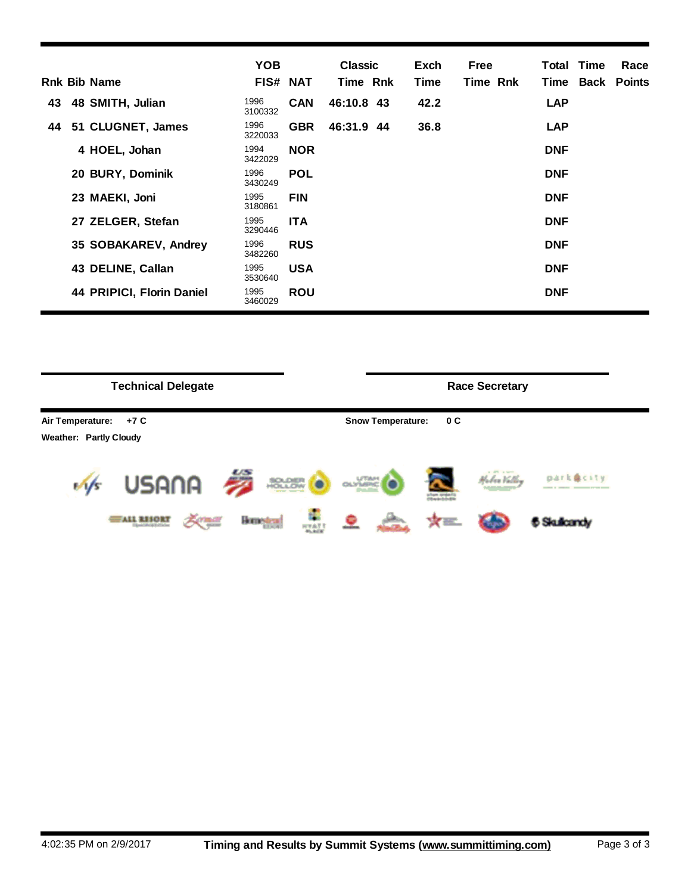| Rnk | Bib | Name | YOB FIS# | NAT | Classic Time | Classic Rnk | Exch Time | Free Time | Free Rnk | Total Time | Time Back | Race Points |
|---|---|---|---|---|---|---|---|---|---|---|---|---|
| 43 | 48 | SMITH, Julian | 1996 3100332 | CAN | 46:10.8 | 43 | 42.2 | | | LAP | | |
| 44 | 51 | CLUGNET, James | 1996 3220033 | GBR | 46:31.9 | 44 | 36.8 | | | LAP | | |
| | 4 | HOEL, Johan | 1994 3422029 | NOR | | | | | | DNF | | |
| | 20 | BURY, Dominik | 1996 3430249 | POL | | | | | | DNF | | |
| | 23 | MAEKI, Joni | 1995 3180861 | FIN | | | | | | DNF | | |
| | 27 | ZELGER, Stefan | 1995 3290446 | ITA | | | | | | DNF | | |
| | 35 | SOBAKAREV, Andrey | 1996 3482260 | RUS | | | | | | DNF | | |
| | 43 | DELINE, Callan | 1995 3530640 | USA | | | | | | DNF | | |
| | 44 | PRIPICI, Florin Daniel | 1995 3460029 | ROU | | | | | | DNF | | |

**Technical Delegate**

**Race Secretary**

**Air Temperature:** +7 C

**Snow Temperature:** 0 C

**Weather:** Partly Cloudy

4:02:35 PM on 2/9/2017

**Timing and Results by Summit Systems (www.summittiming.com)**